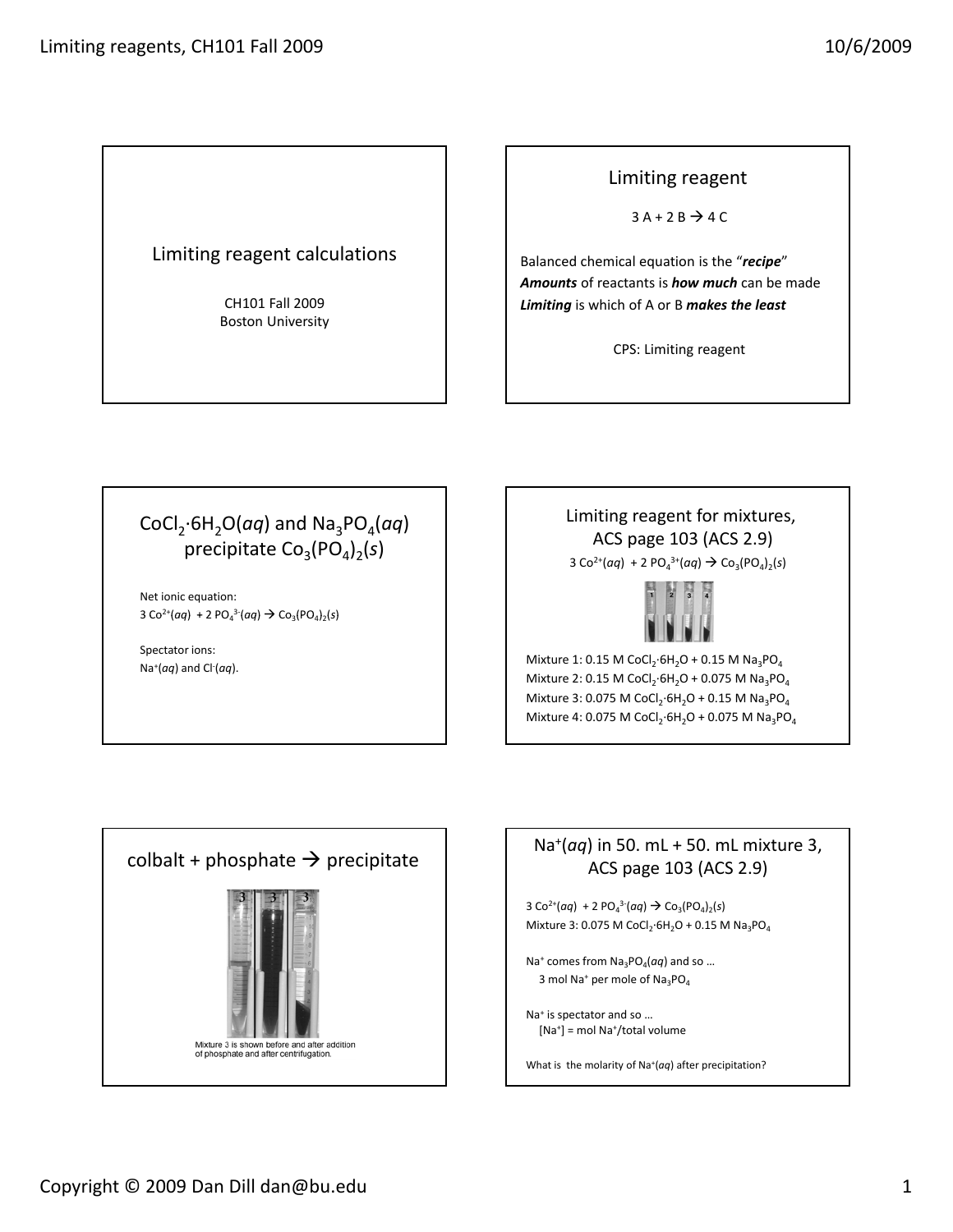## Limiting reagent calculations

CH101 Fall 2009
Boston University

## Limiting reagent

$3\ A + 2\ B \rightarrow 4\ C$

Balanced chemical equation is the "*recipe*"
***Amounts*** of reactants is ***how much*** can be made
***Limiting*** is which of A or B ***makes the least***

CPS: Limiting reagent

## $CoCl_2 \cdot 6H_2O$(*aq*) and $Na_3PO_4$(*aq*) precipitate $Co_3(PO_4)_2$(*s*)

Net ionic equation:
$3\ Co^{2+}(aq) + 2\ PO_4^{3-}(aq) \rightarrow Co_3(PO_4)_2(s)$

Spectator ions:
$Na^+(aq)$ and $Cl^-(aq)$.

## Limiting reagent for mixtures, ACS page 103 (ACS 2.9)

$3\ Co^{2+}(aq) + 2\ PO_4^{3+}(aq) \rightarrow Co_3(PO_4)_2(s)$

Mixture 1: 0.15 M $CoCl_2 \cdot 6H_2O$ + 0.15 M $Na_3PO_4$
Mixture 2: 0.15 M $CoCl_2 \cdot 6H_2O$ + 0.075 M $Na_3PO_4$
Mixture 3: 0.075 M $CoCl_2 \cdot 6H_2O$ + 0.15 M $Na_3PO_4$
Mixture 4: 0.075 M $CoCl_2 \cdot 6H_2O$ + 0.075 M $Na_3PO_4$

## colbalt + phosphate → precipitate

Mixture 3 is shown before and after addition of phosphate and after centrifugation.

## $Na^+(aq)$ in 50. mL + 50. mL mixture 3, ACS page 103 (ACS 2.9)

$3\ Co^{2+}(aq) + 2\ PO_4^{3-}(aq) \rightarrow Co_3(PO_4)_2(s)$
Mixture 3: 0.075 M $CoCl_2 \cdot 6H_2O$ + 0.15 M $Na_3PO_4$

$Na^+$ comes from $Na_3PO_4(aq)$ and so …
3 mol $Na^+$ per mole of $Na_3PO_4$

$Na^+$ is spectator and so …
$[Na^+]$ = mol $Na^+$/total volume

What is the molarity of $Na^+(aq)$ after precipitation?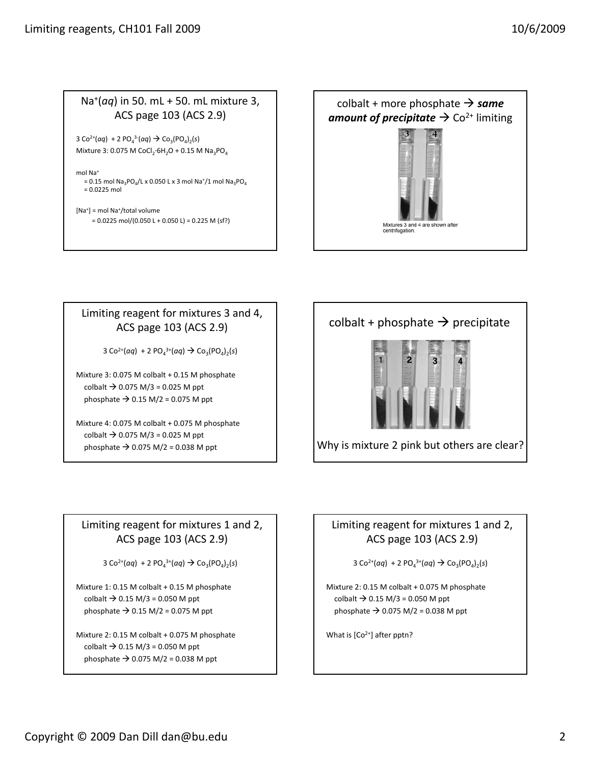## Na$^+$(*aq*) in 50. mL + 50. mL mixture 3, ACS page 103 (ACS 2.9)

$3\ Co^{2+}(aq) + 2\ PO_4^{3-}(aq) \rightarrow Co_3(PO_4)_2(s)$

Mixture 3: 0.075 M $CoCl_2 \cdot 6H_2O$ + 0.15 M $Na_3PO_4$

mol Na$^+$
= 0.15 mol $Na_3PO_4$/L x 0.050 L x 3 mol Na$^+$/1 mol $Na_3PO_4$
= 0.0225 mol

[Na$^+$] = mol Na$^+$/total volume
= 0.0225 mol/(0.050 L + 0.050 L) = 0.225 M (sf?)

## colbalt + more phosphate → ***same amount of precipitate*** → Co$^{2+}$ limiting

Mixtures 3 and 4 are shown after centrifugation.

## Limiting reagent for mixtures 3 and 4, ACS page 103 (ACS 2.9)

$3\ Co^{2+}(aq) + 2\ PO_4^{3+}(aq) \rightarrow Co_3(PO_4)_2(s)$

Mixture 3: 0.075 M colbalt + 0.15 M phosphate
colbalt → 0.075 M/3 = 0.025 M ppt
phosphate → 0.15 M/2 = 0.075 M ppt

Mixture 4: 0.075 M colbalt + 0.075 M phosphate
colbalt → 0.075 M/3 = 0.025 M ppt
phosphate → 0.075 M/2 = 0.038 M ppt

## colbalt + phosphate → precipitate

Why is mixture 2 pink but others are clear?

## Limiting reagent for mixtures 1 and 2, ACS page 103 (ACS 2.9)

$3\ Co^{2+}(aq) + 2\ PO_4^{3+}(aq) \rightarrow Co_3(PO_4)_2(s)$

Mixture 1: 0.15 M colbalt + 0.15 M phosphate
colbalt → 0.15 M/3 = 0.050 M ppt
phosphate → 0.15 M/2 = 0.075 M ppt

Mixture 2: 0.15 M colbalt + 0.075 M phosphate
colbalt → 0.15 M/3 = 0.050 M ppt
phosphate → 0.075 M/2 = 0.038 M ppt

## Limiting reagent for mixtures 1 and 2, ACS page 103 (ACS 2.9)

$3\ Co^{2+}(aq) + 2\ PO_4^{3+}(aq) \rightarrow Co_3(PO_4)_2(s)$

Mixture 2: 0.15 M colbalt + 0.075 M phosphate
colbalt → 0.15 M/3 = 0.050 M ppt
phosphate → 0.075 M/2 = 0.038 M ppt

What is [Co$^{2+}$] after pptn?

Copyright © 2009 Dan Dill dan@bu.edu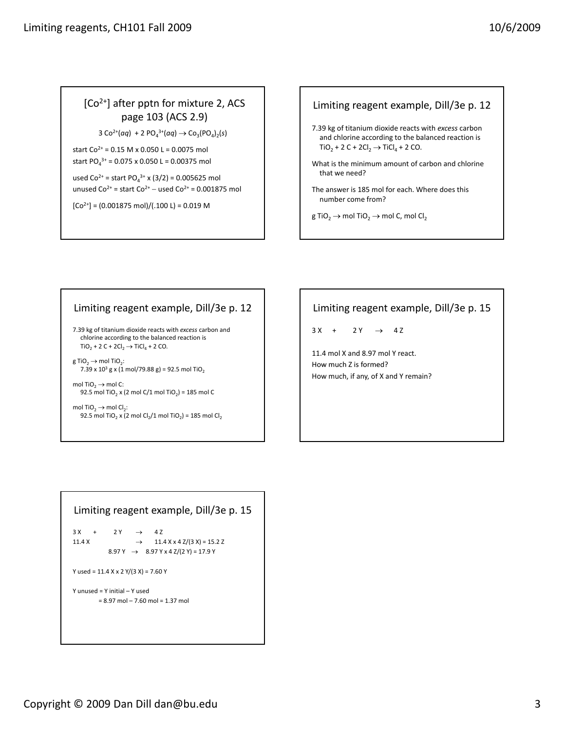## $[Co^{2+}]$ after pptn for mixture 2, ACS page 103 (ACS 2.9)

$$3\ Co^{2+}(aq) + 2\ PO_4^{3+}(aq) \rightarrow Co_3(PO_4)_2(s)$$

start $Co^{2+}$ = 0.15 M x 0.050 L = 0.0075 mol

start $PO_4^{3+}$ = 0.075 x 0.050 L = 0.00375 mol

used $Co^{2+}$ = start $PO_4^{3+}$ x (3/2) = 0.005625 mol

unused $Co^{2+}$ = start $Co^{2+}$ – used $Co^{2+}$ = 0.001875 mol

$[Co^{2+}]$ = (0.001875 mol)/(.100 L) = 0.019 M

## Limiting reagent example, Dill/3e p. 12

7.39 kg of titanium dioxide reacts with *excess* carbon and chlorine according to the balanced reaction is $TiO_2 + 2\ C + 2Cl_2 \rightarrow TiCl_4 + 2\ CO$.

What is the minimum amount of carbon and chlorine that we need?

The answer is 185 mol for each. Where does this number come from?

g $TiO_2 \rightarrow$ mol $TiO_2 \rightarrow$ mol C, mol $Cl_2$

## Limiting reagent example, Dill/3e p. 12

7.39 kg of titanium dioxide reacts with *excess* carbon and chlorine according to the balanced reaction is $TiO_2 + 2\ C + 2Cl_2 \rightarrow TiCl_4 + 2\ CO$.

g $TiO_2 \rightarrow$ mol $TiO_2$:
7.39 x $10^3$ g x (1 mol/79.88 g) = 92.5 mol $TiO_2$

mol $TiO_2 \rightarrow$ mol C:
92.5 mol $TiO_2$ x (2 mol C/1 mol $TiO_2$) = 185 mol C

mol $TiO_2 \rightarrow$ mol $Cl_2$:
92.5 mol $TiO_2$ x (2 mol $Cl_2$/1 mol $TiO_2$) = 185 mol $Cl_2$

## Limiting reagent example, Dill/3e p. 15

$$3\ X + 2\ Y \rightarrow 4\ Z$$

11.4 mol X and 8.97 mol Y react.

How much Z is formed?

How much, if any, of X and Y remain?

## Limiting reagent example, Dill/3e p. 15

$3\ X + 2\ Y \rightarrow 4\ Z$

11.4 X $\rightarrow$ 11.4 X x 4 Z/(3 X) = 15.2 Z

8.97 Y $\rightarrow$ 8.97 Y x 4 Z/(2 Y) = 17.9 Y

Y used = 11.4 X x 2 Y/(3 X) = 7.60 Y

Y unused = Y initial – Y used
= 8.97 mol – 7.60 mol = 1.37 mol